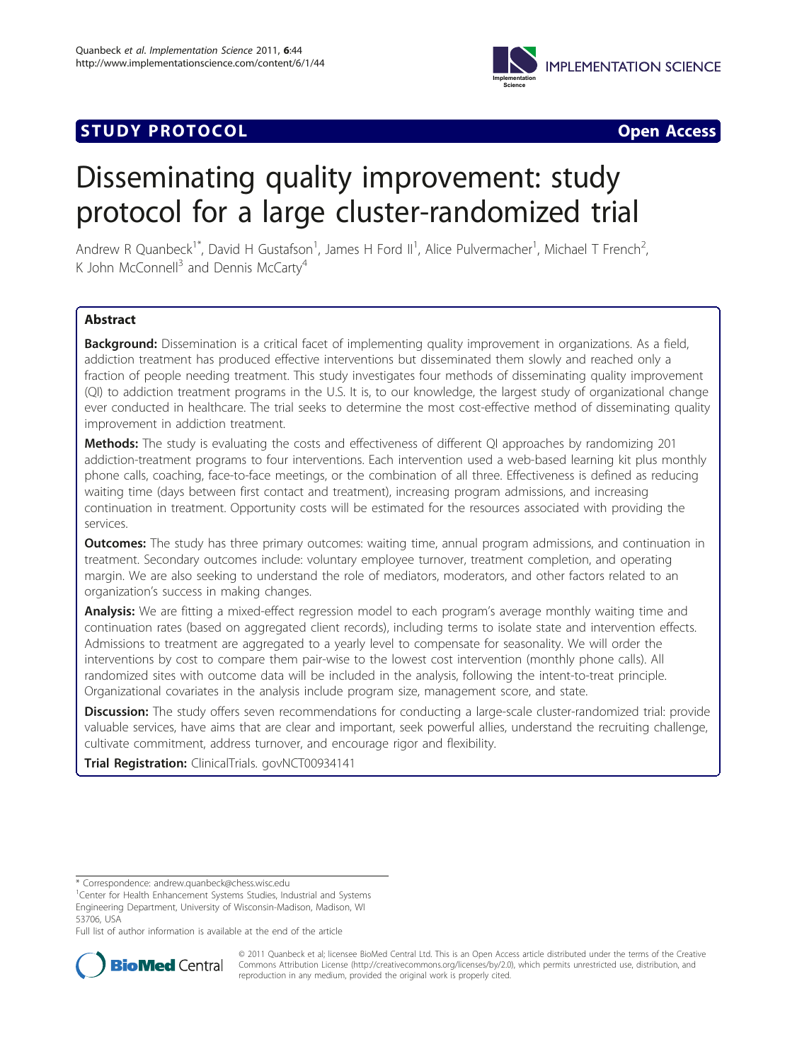STUDY PROTOCOL Open Access

# Disseminating quality improvement: study protocol for a large cluster-randomized trial

Andrew R Quanbeck[1*], David H Gustafson[1], James H Ford II[1], Alice Pulvermacher[1], Michael T French[2], K John McConnell[3] and Dennis McCarty[4]

## Abstract

**Background:** Dissemination is a critical facet of implementing quality improvement in organizations. As a field, addiction treatment has produced effective interventions but disseminated them slowly and reached only a fraction of people needing treatment. This study investigates four methods of disseminating quality improvement (QI) to addiction treatment programs in the U.S. It is, to our knowledge, the largest study of organizational change ever conducted in healthcare. The trial seeks to determine the most cost-effective method of disseminating quality improvement in addiction treatment.

**Methods:** The study is evaluating the costs and effectiveness of different QI approaches by randomizing 201 addiction-treatment programs to four interventions. Each intervention used a web-based learning kit plus monthly phone calls, coaching, face-to-face meetings, or the combination of all three. Effectiveness is defined as reducing waiting time (days between first contact and treatment), increasing program admissions, and increasing continuation in treatment. Opportunity costs will be estimated for the resources associated with providing the services.

**Outcomes:** The study has three primary outcomes: waiting time, annual program admissions, and continuation in treatment. Secondary outcomes include: voluntary employee turnover, treatment completion, and operating margin. We are also seeking to understand the role of mediators, moderators, and other factors related to an organization's success in making changes.

**Analysis:** We are fitting a mixed-effect regression model to each program's average monthly waiting time and continuation rates (based on aggregated client records), including terms to isolate state and intervention effects. Admissions to treatment are aggregated to a yearly level to compensate for seasonality. We will order the interventions by cost to compare them pair-wise to the lowest cost intervention (monthly phone calls). All randomized sites with outcome data will be included in the analysis, following the intent-to-treat principle. Organizational covariates in the analysis include program size, management score, and state.

**Discussion:** The study offers seven recommendations for conducting a large-scale cluster-randomized trial: provide valuable services, have aims that are clear and important, seek powerful allies, understand the recruiting challenge, cultivate commitment, address turnover, and encourage rigor and flexibility.

**Trial Registration:** ClinicalTrials. govNCT00934141

---

\* Correspondence: andrew.quanbeck@chess.wisc.edu
[1]Center for Health Enhancement Systems Studies, Industrial and Systems Engineering Department, University of Wisconsin-Madison, Madison, WI 53706, USA
Full list of author information is available at the end of the article

© 2011 Quanbeck et al; licensee BioMed Central Ltd. This is an Open Access article distributed under the terms of the Creative Commons Attribution License (http://creativecommons.org/licenses/by/2.0), which permits unrestricted use, distribution, and reproduction in any medium, provided the original work is properly cited.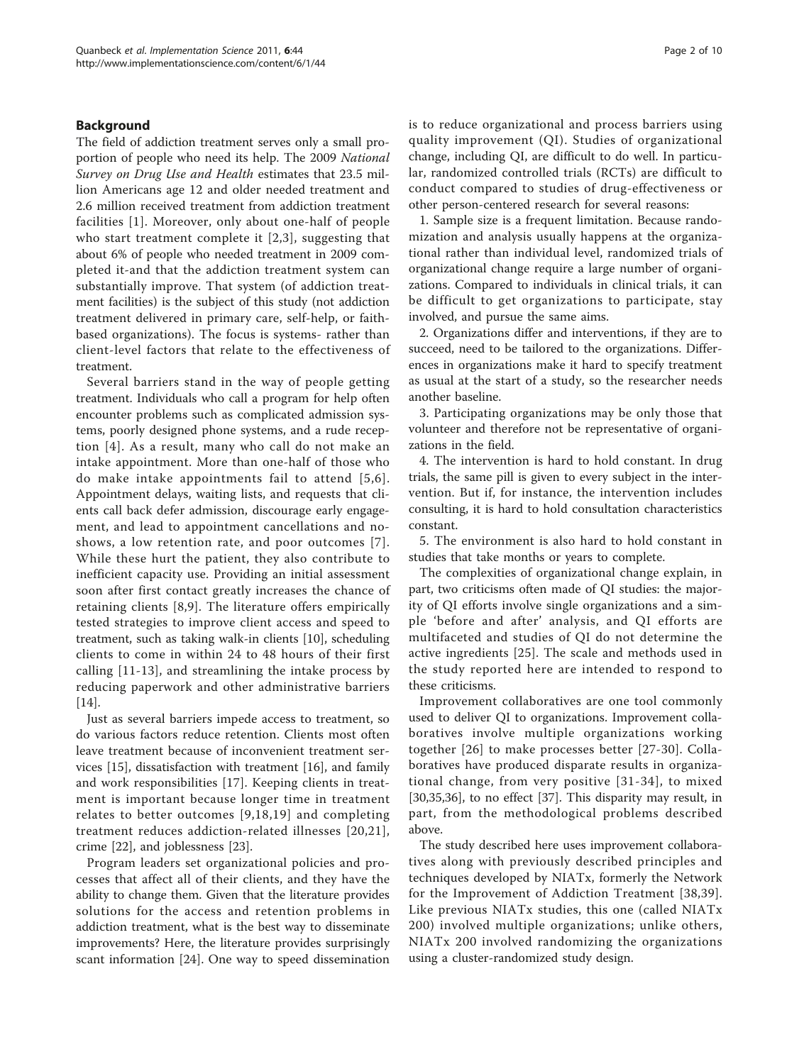## Background

The field of addiction treatment serves only a small proportion of people who need its help. The 2009 *National Survey on Drug Use and Health* estimates that 23.5 million Americans age 12 and older needed treatment and 2.6 million received treatment from addiction treatment facilities [1]. Moreover, only about one-half of people who start treatment complete it [2,3], suggesting that about 6% of people who needed treatment in 2009 completed it-and that the addiction treatment system can substantially improve. That system (of addiction treatment facilities) is the subject of this study (not addiction treatment delivered in primary care, self-help, or faith-based organizations). The focus is systems- rather than client-level factors that relate to the effectiveness of treatment.

Several barriers stand in the way of people getting treatment. Individuals who call a program for help often encounter problems such as complicated admission systems, poorly designed phone systems, and a rude reception [4]. As a result, many who call do not make an intake appointment. More than one-half of those who do make intake appointments fail to attend [5,6]. Appointment delays, waiting lists, and requests that clients call back defer admission, discourage early engagement, and lead to appointment cancellations and no-shows, a low retention rate, and poor outcomes [7]. While these hurt the patient, they also contribute to inefficient capacity use. Providing an initial assessment soon after first contact greatly increases the chance of retaining clients [8,9]. The literature offers empirically tested strategies to improve client access and speed to treatment, such as taking walk-in clients [10], scheduling clients to come in within 24 to 48 hours of their first calling [11-13], and streamlining the intake process by reducing paperwork and other administrative barriers [14].

Just as several barriers impede access to treatment, so do various factors reduce retention. Clients most often leave treatment because of inconvenient treatment services [15], dissatisfaction with treatment [16], and family and work responsibilities [17]. Keeping clients in treatment is important because longer time in treatment relates to better outcomes [9,18,19] and completing treatment reduces addiction-related illnesses [20,21], crime [22], and joblessness [23].

Program leaders set organizational policies and processes that affect all of their clients, and they have the ability to change them. Given that the literature provides solutions for the access and retention problems in addiction treatment, what is the best way to disseminate improvements? Here, the literature provides surprisingly scant information [24]. One way to speed dissemination is to reduce organizational and process barriers using quality improvement (QI). Studies of organizational change, including QI, are difficult to do well. In particular, randomized controlled trials (RCTs) are difficult to conduct compared to studies of drug-effectiveness or other person-centered research for several reasons:

1. Sample size is a frequent limitation. Because randomization and analysis usually happens at the organizational rather than individual level, randomized trials of organizational change require a large number of organizations. Compared to individuals in clinical trials, it can be difficult to get organizations to participate, stay involved, and pursue the same aims.

2. Organizations differ and interventions, if they are to succeed, need to be tailored to the organizations. Differences in organizations make it hard to specify treatment as usual at the start of a study, so the researcher needs another baseline.

3. Participating organizations may be only those that volunteer and therefore not be representative of organizations in the field.

4. The intervention is hard to hold constant. In drug trials, the same pill is given to every subject in the intervention. But if, for instance, the intervention includes consulting, it is hard to hold consultation characteristics constant.

5. The environment is also hard to hold constant in studies that take months or years to complete.

The complexities of organizational change explain, in part, two criticisms often made of QI studies: the majority of QI efforts involve single organizations and a simple 'before and after' analysis, and QI efforts are multifaceted and studies of QI do not determine the active ingredients [25]. The scale and methods used in the study reported here are intended to respond to these criticisms.

Improvement collaboratives are one tool commonly used to deliver QI to organizations. Improvement collaboratives involve multiple organizations working together [26] to make processes better [27-30]. Collaboratives have produced disparate results in organizational change, from very positive [31-34], to mixed [30,35,36], to no effect [37]. This disparity may result, in part, from the methodological problems described above.

The study described here uses improvement collaboratives along with previously described principles and techniques developed by NIATx, formerly the Network for the Improvement of Addiction Treatment [38,39]. Like previous NIATx studies, this one (called NIATx 200) involved multiple organizations; unlike others, NIATx 200 involved randomizing the organizations using a cluster-randomized study design.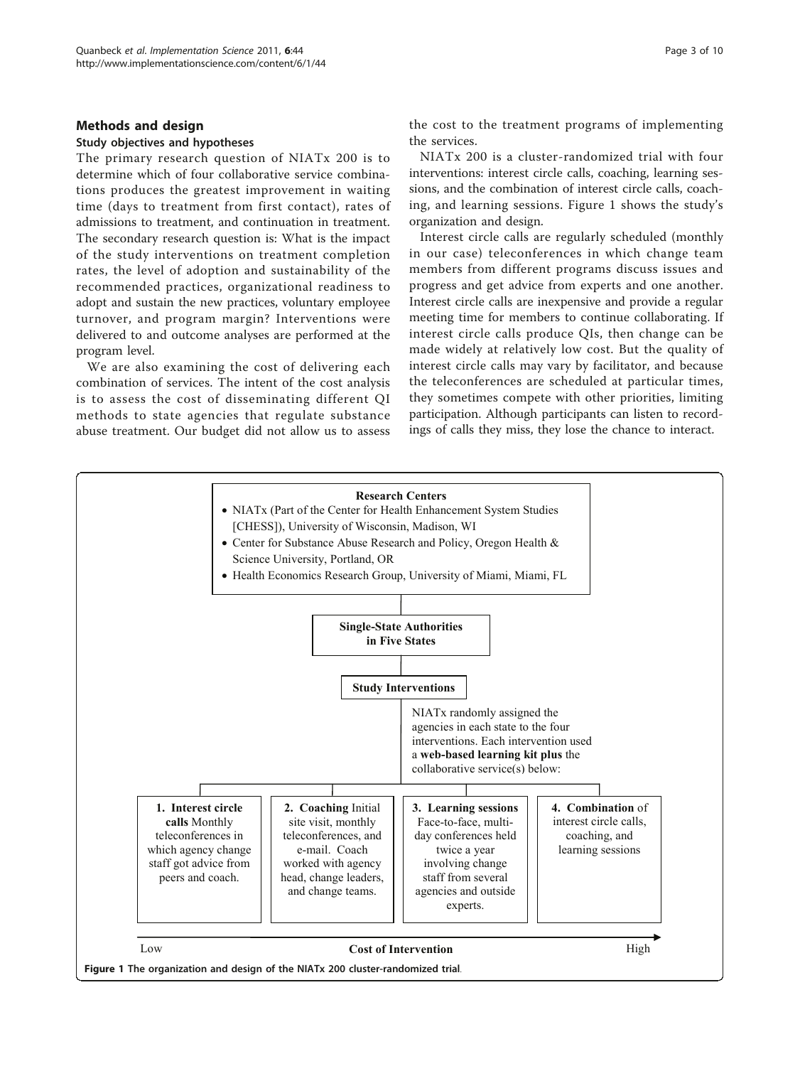## Methods and design

### Study objectives and hypotheses

The primary research question of NIATx 200 is to determine which of four collaborative service combinations produces the greatest improvement in waiting time (days to treatment from first contact), rates of admissions to treatment, and continuation in treatment. The secondary research question is: What is the impact of the study interventions on treatment completion rates, the level of adoption and sustainability of the recommended practices, organizational readiness to adopt and sustain the new practices, voluntary employee turnover, and program margin? Interventions were delivered to and outcome analyses are performed at the program level.

We are also examining the cost of delivering each combination of services. The intent of the cost analysis is to assess the cost of disseminating different QI methods to state agencies that regulate substance abuse treatment. Our budget did not allow us to assess the cost to the treatment programs of implementing the services.

NIATx 200 is a cluster-randomized trial with four interventions: interest circle calls, coaching, learning sessions, and the combination of interest circle calls, coaching, and learning sessions. Figure 1 shows the study's organization and design.

Interest circle calls are regularly scheduled (monthly in our case) teleconferences in which change team members from different programs discuss issues and progress and get advice from experts and one another. Interest circle calls are inexpensive and provide a regular meeting time for members to continue collaborating. If interest circle calls produce QIs, then change can be made widely at relatively low cost. But the quality of interest circle calls may vary by facilitator, and because the teleconferences are scheduled at particular times, they sometimes compete with other priorities, limiting participation. Although participants can listen to recordings of calls they miss, they lose the chance to interact.

**Research Centers**
- NIATx (Part of the Center for Health Enhancement System Studies [CHESS]), University of Wisconsin, Madison, WI
- Center for Substance Abuse Research and Policy, Oregon Health & Science University, Portland, OR
- Health Economics Research Group, University of Miami, Miami, FL

**Single-State Authorities in Five States**

**Study Interventions**

NIATx randomly assigned the agencies in each state to the four interventions. Each intervention used a **web-based learning kit plus** the collaborative service(s) below:

1. **Interest circle calls** Monthly teleconferences in which agency change staff got advice from peers and coach.

2. **Coaching** Initial site visit, monthly teleconferences, and e-mail. Coach worked with agency head, change leaders, and change teams.

3. **Learning sessions** Face-to-face, multi-day conferences held twice a year involving change staff from several agencies and outside experts.

4. **Combination** of interest circle calls, coaching, and learning sessions

Low **Cost of Intervention** High

**Figure 1 The organization and design of the NIATx 200 cluster-randomized trial**.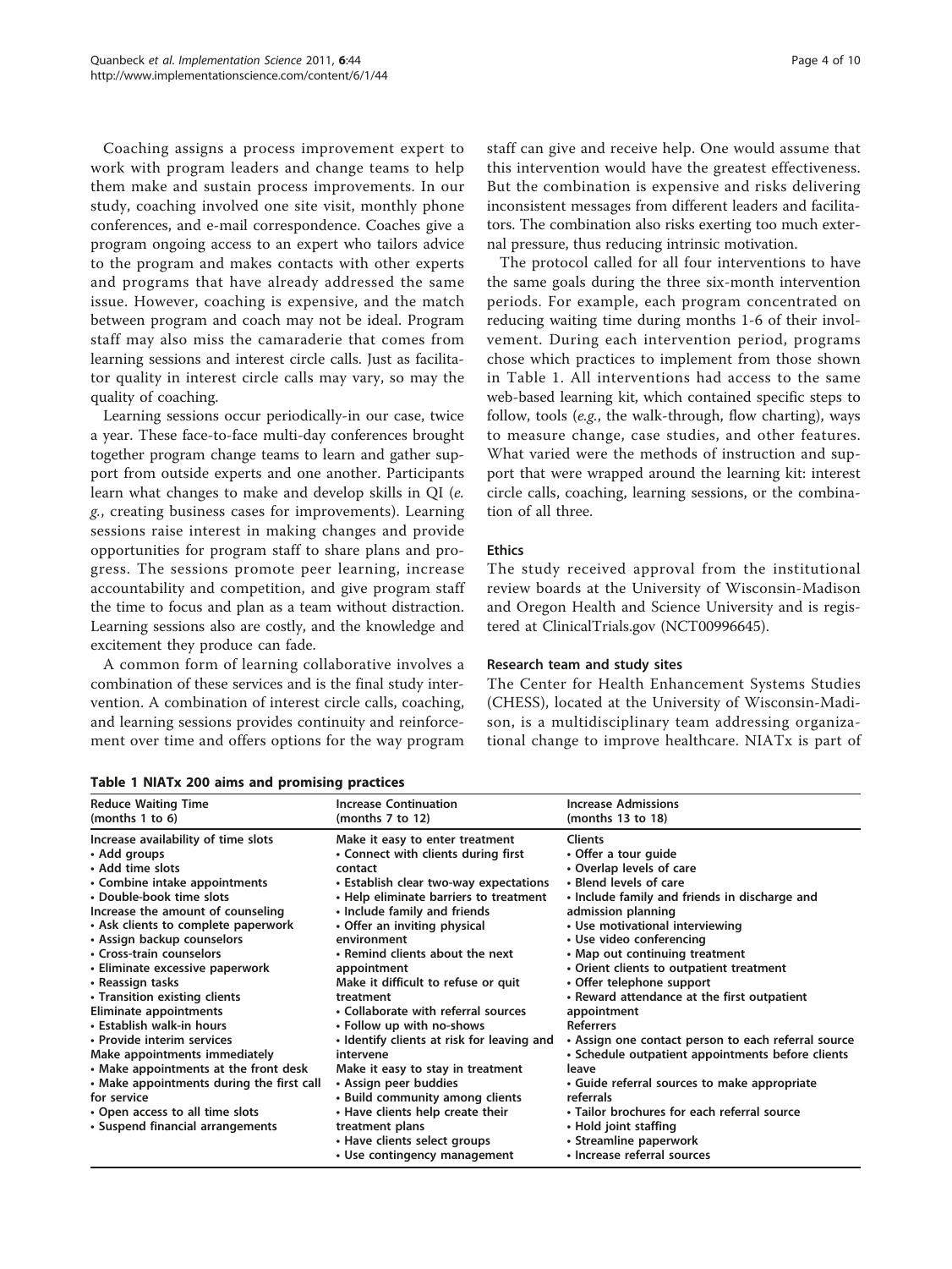Coaching assigns a process improvement expert to work with program leaders and change teams to help them make and sustain process improvements. In our study, coaching involved one site visit, monthly phone conferences, and e-mail correspondence. Coaches give a program ongoing access to an expert who tailors advice to the program and makes contacts with other experts and programs that have already addressed the same issue. However, coaching is expensive, and the match between program and coach may not be ideal. Program staff may also miss the camaraderie that comes from learning sessions and interest circle calls. Just as facilitator quality in interest circle calls may vary, so may the quality of coaching.

Learning sessions occur periodically-in our case, twice a year. These face-to-face multi-day conferences brought together program change teams to learn and gather support from outside experts and one another. Participants learn what changes to make and develop skills in QI (*e.g.*, creating business cases for improvements). Learning sessions raise interest in making changes and provide opportunities for program staff to share plans and progress. The sessions promote peer learning, increase accountability and competition, and give program staff the time to focus and plan as a team without distraction. Learning sessions also are costly, and the knowledge and excitement they produce can fade.

A common form of learning collaborative involves a combination of these services and is the final study intervention. A combination of interest circle calls, coaching, and learning sessions provides continuity and reinforcement over time and offers options for the way program staff can give and receive help. One would assume that this intervention would have the greatest effectiveness. But the combination is expensive and risks delivering inconsistent messages from different leaders and facilitators. The combination also risks exerting too much external pressure, thus reducing intrinsic motivation.

The protocol called for all four interventions to have the same goals during the three six-month intervention periods. For example, each program concentrated on reducing waiting time during months 1-6 of their involvement. During each intervention period, programs chose which practices to implement from those shown in Table 1. All interventions had access to the same web-based learning kit, which contained specific steps to follow, tools (*e.g.*, the walk-through, flow charting), ways to measure change, case studies, and other features. What varied were the methods of instruction and support that were wrapped around the learning kit: interest circle calls, coaching, learning sessions, or the combination of all three.

### Ethics

The study received approval from the institutional review boards at the University of Wisconsin-Madison and Oregon Health and Science University and is registered at ClinicalTrials.gov (NCT00996645).

### Research team and study sites

The Center for Health Enhancement Systems Studies (CHESS), located at the University of Wisconsin-Madison, is a multidisciplinary team addressing organizational change to improve healthcare. NIATx is part of

**Table 1 NIATx 200 aims and promising practices**

| Reduce Waiting Time (months 1 to 6) | Increase Continuation (months 7 to 12) | Increase Admissions (months 13 to 18) |
|---|---|---|
| Increase availability of time slots | Make it easy to enter treatment | Clients |
| • Add groups | • Connect with clients during first contact | • Offer a tour guide |
| • Add time slots | • Establish clear two-way expectations | • Overlap levels of care |
| • Combine intake appointments | • Help eliminate barriers to treatment | • Blend levels of care |
| • Double-book time slots | • Include family and friends | • Include family and friends in discharge and admission planning |
| Increase the amount of counseling | • Offer an inviting physical environment | • Use motivational interviewing |
| • Ask clients to complete paperwork | • Remind clients about the next appointment | • Use video conferencing |
| • Assign backup counselors | Make it difficult to refuse or quit treatment | • Map out continuing treatment |
| • Cross-train counselors | • Collaborate with referral sources | • Orient clients to outpatient treatment |
| • Eliminate excessive paperwork | • Follow up with no-shows | • Offer telephone support |
| • Reassign tasks | • Identify clients at risk for leaving and intervene | • Reward attendance at the first outpatient appointment |
| • Transition existing clients | Make it easy to stay in treatment | Referrers |
| Eliminate appointments | • Assign peer buddies | • Assign one contact person to each referral source |
| • Establish walk-in hours | • Build community among clients | • Schedule outpatient appointments before clients leave |
| • Provide interim services | • Have clients help create their treatment plans | • Guide referral sources to make appropriate referrals |
| Make appointments immediately | • Have clients select groups | • Tailor brochures for each referral source |
| • Make appointments at the front desk | • Use contingency management | • Hold joint staffing |
| • Make appointments during the first call for service | | • Streamline paperwork |
| • Open access to all time slots | | • Increase referral sources |
| • Suspend financial arrangements | | |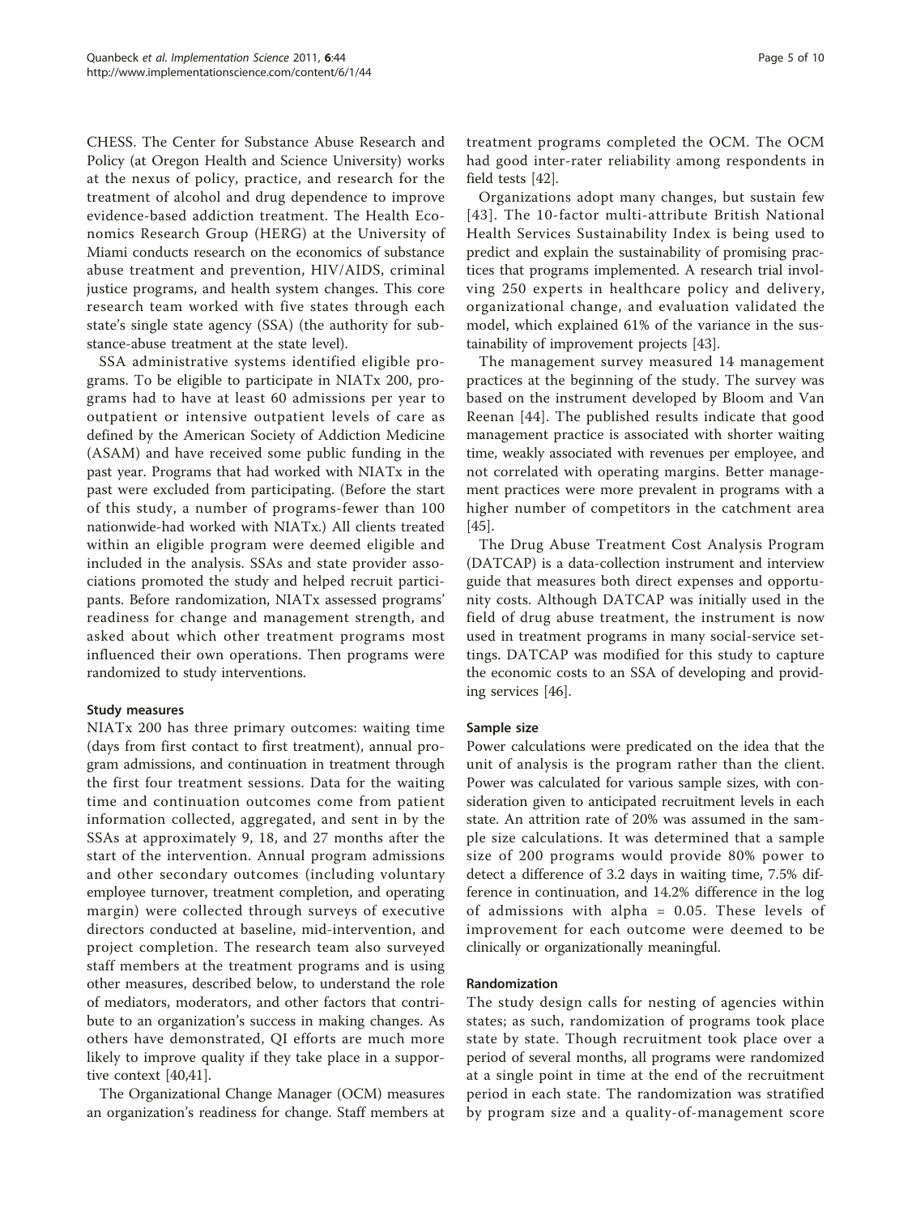CHESS. The Center for Substance Abuse Research and Policy (at Oregon Health and Science University) works at the nexus of policy, practice, and research for the treatment of alcohol and drug dependence to improve evidence-based addiction treatment. The Health Economics Research Group (HERG) at the University of Miami conducts research on the economics of substance abuse treatment and prevention, HIV/AIDS, criminal justice programs, and health system changes. This core research team worked with five states through each state's single state agency (SSA) (the authority for substance-abuse treatment at the state level).

SSA administrative systems identified eligible programs. To be eligible to participate in NIATx 200, programs had to have at least 60 admissions per year to outpatient or intensive outpatient levels of care as defined by the American Society of Addiction Medicine (ASAM) and have received some public funding in the past year. Programs that had worked with NIATx in the past were excluded from participating. (Before the start of this study, a number of programs-fewer than 100 nationwide-had worked with NIATx.) All clients treated within an eligible program were deemed eligible and included in the analysis. SSAs and state provider associations promoted the study and helped recruit participants. Before randomization, NIATx assessed programs' readiness for change and management strength, and asked about which other treatment programs most influenced their own operations. Then programs were randomized to study interventions.

### Study measures

NIATx 200 has three primary outcomes: waiting time (days from first contact to first treatment), annual program admissions, and continuation in treatment through the first four treatment sessions. Data for the waiting time and continuation outcomes come from patient information collected, aggregated, and sent in by the SSAs at approximately 9, 18, and 27 months after the start of the intervention. Annual program admissions and other secondary outcomes (including voluntary employee turnover, treatment completion, and operating margin) were collected through surveys of executive directors conducted at baseline, mid-intervention, and project completion. The research team also surveyed staff members at the treatment programs and is using other measures, described below, to understand the role of mediators, moderators, and other factors that contribute to an organization's success in making changes. As others have demonstrated, QI efforts are much more likely to improve quality if they take place in a supportive context [40,41].

The Organizational Change Manager (OCM) measures an organization's readiness for change. Staff members at treatment programs completed the OCM. The OCM had good inter-rater reliability among respondents in field tests [42].

Organizations adopt many changes, but sustain few [43]. The 10-factor multi-attribute British National Health Services Sustainability Index is being used to predict and explain the sustainability of promising practices that programs implemented. A research trial involving 250 experts in healthcare policy and delivery, organizational change, and evaluation validated the model, which explained 61% of the variance in the sustainability of improvement projects [43].

The management survey measured 14 management practices at the beginning of the study. The survey was based on the instrument developed by Bloom and Van Reenan [44]. The published results indicate that good management practice is associated with shorter waiting time, weakly associated with revenues per employee, and not correlated with operating margins. Better management practices were more prevalent in programs with a higher number of competitors in the catchment area [45].

The Drug Abuse Treatment Cost Analysis Program (DATCAP) is a data-collection instrument and interview guide that measures both direct expenses and opportunity costs. Although DATCAP was initially used in the field of drug abuse treatment, the instrument is now used in treatment programs in many social-service settings. DATCAP was modified for this study to capture the economic costs to an SSA of developing and providing services [46].

### Sample size

Power calculations were predicated on the idea that the unit of analysis is the program rather than the client. Power was calculated for various sample sizes, with consideration given to anticipated recruitment levels in each state. An attrition rate of 20% was assumed in the sample size calculations. It was determined that a sample size of 200 programs would provide 80% power to detect a difference of 3.2 days in waiting time, 7.5% difference in continuation, and 14.2% difference in the log of admissions with alpha = 0.05. These levels of improvement for each outcome were deemed to be clinically or organizationally meaningful.

### Randomization

The study design calls for nesting of agencies within states; as such, randomization of programs took place state by state. Though recruitment took place over a period of several months, all programs were randomized at a single point in time at the end of the recruitment period in each state. The randomization was stratified by program size and a quality-of-management score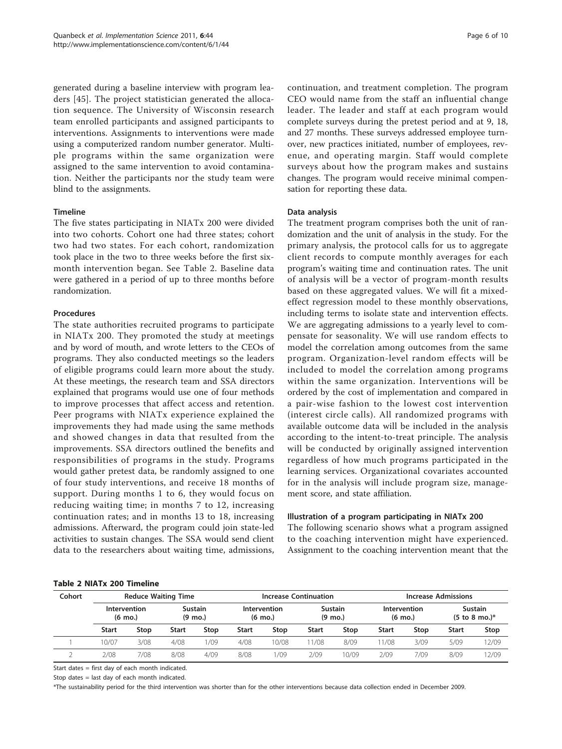generated during a baseline interview with program leaders [45]. The project statistician generated the allocation sequence. The University of Wisconsin research team enrolled participants and assigned participants to interventions. Assignments to interventions were made using a computerized random number generator. Multiple programs within the same organization were assigned to the same intervention to avoid contamination. Neither the participants nor the study team were blind to the assignments.

#### Timeline

The five states participating in NIATx 200 were divided into two cohorts. Cohort one had three states; cohort two had two states. For each cohort, randomization took place in the two to three weeks before the first six-month intervention began. See Table 2. Baseline data were gathered in a period of up to three months before randomization.

#### Procedures

The state authorities recruited programs to participate in NIATx 200. They promoted the study at meetings and by word of mouth, and wrote letters to the CEOs of programs. They also conducted meetings so the leaders of eligible programs could learn more about the study. At these meetings, the research team and SSA directors explained that programs would use one of four methods to improve processes that affect access and retention. Peer programs with NIATx experience explained the improvements they had made using the same methods and showed changes in data that resulted from the improvements. SSA directors outlined the benefits and responsibilities of programs in the study. Programs would gather pretest data, be randomly assigned to one of four study interventions, and receive 18 months of support. During months 1 to 6, they would focus on reducing waiting time; in months 7 to 12, increasing continuation rates; and in months 13 to 18, increasing admissions. Afterward, the program could join state-led activities to sustain changes. The SSA would send client data to the researchers about waiting time, admissions, continuation, and treatment completion. The program CEO would name from the staff an influential change leader. The leader and staff at each program would complete surveys during the pretest period and at 9, 18, and 27 months. These surveys addressed employee turnover, new practices initiated, number of employees, revenue, and operating margin. Staff would complete surveys about how the program makes and sustains changes. The program would receive minimal compensation for reporting these data.

#### Data analysis

The treatment program comprises both the unit of randomization and the unit of analysis in the study. For the primary analysis, the protocol calls for us to aggregate client records to compute monthly averages for each program's waiting time and continuation rates. The unit of analysis will be a vector of program-month results based on these aggregated values. We will fit a mixed-effect regression model to these monthly observations, including terms to isolate state and intervention effects. We are aggregating admissions to a yearly level to compensate for seasonality. We will use random effects to model the correlation among outcomes from the same program. Organization-level random effects will be included to model the correlation among programs within the same organization. Interventions will be ordered by the cost of implementation and compared in a pair-wise fashion to the lowest cost intervention (interest circle calls). All randomized programs with available outcome data will be included in the analysis according to the intent-to-treat principle. The analysis will be conducted by originally assigned intervention regardless of how much programs participated in the learning services. Organizational covariates accounted for in the analysis will include program size, management score, and state affiliation.

#### Illustration of a program participating in NIATx 200

The following scenario shows what a program assigned to the coaching intervention might have experienced. Assignment to the coaching intervention meant that the

**Table 2 NIATx 200 Timeline**

| Cohort | Reduce Waiting Time | | | | Increase Continuation | | | | Increase Admissions | | | |
|---|---|---|---|---|---|---|---|---|---|---|---|---|
| | Intervention (6 mo.) | | Sustain (9 mo.) | | Intervention (6 mo.) | | Sustain (9 mo.) | | Intervention (6 mo.) | | Sustain (5 to 8 mo.)* | |
| | Start | Stop | Start | Stop | Start | Stop | Start | Stop | Start | Stop | Start | Stop |
| 1 | 10/07 | 3/08 | 4/08 | 1/09 | 4/08 | 10/08 | 11/08 | 8/09 | 11/08 | 3/09 | 5/09 | 12/09 |
| 2 | 2/08 | 7/08 | 8/08 | 4/09 | 8/08 | 1/09 | 2/09 | 10/09 | 2/09 | 7/09 | 8/09 | 12/09 |

Start dates = first day of each month indicated.

Stop dates = last day of each month indicated.

*The sustainability period for the third intervention was shorter than for the other interventions because data collection ended in December 2009.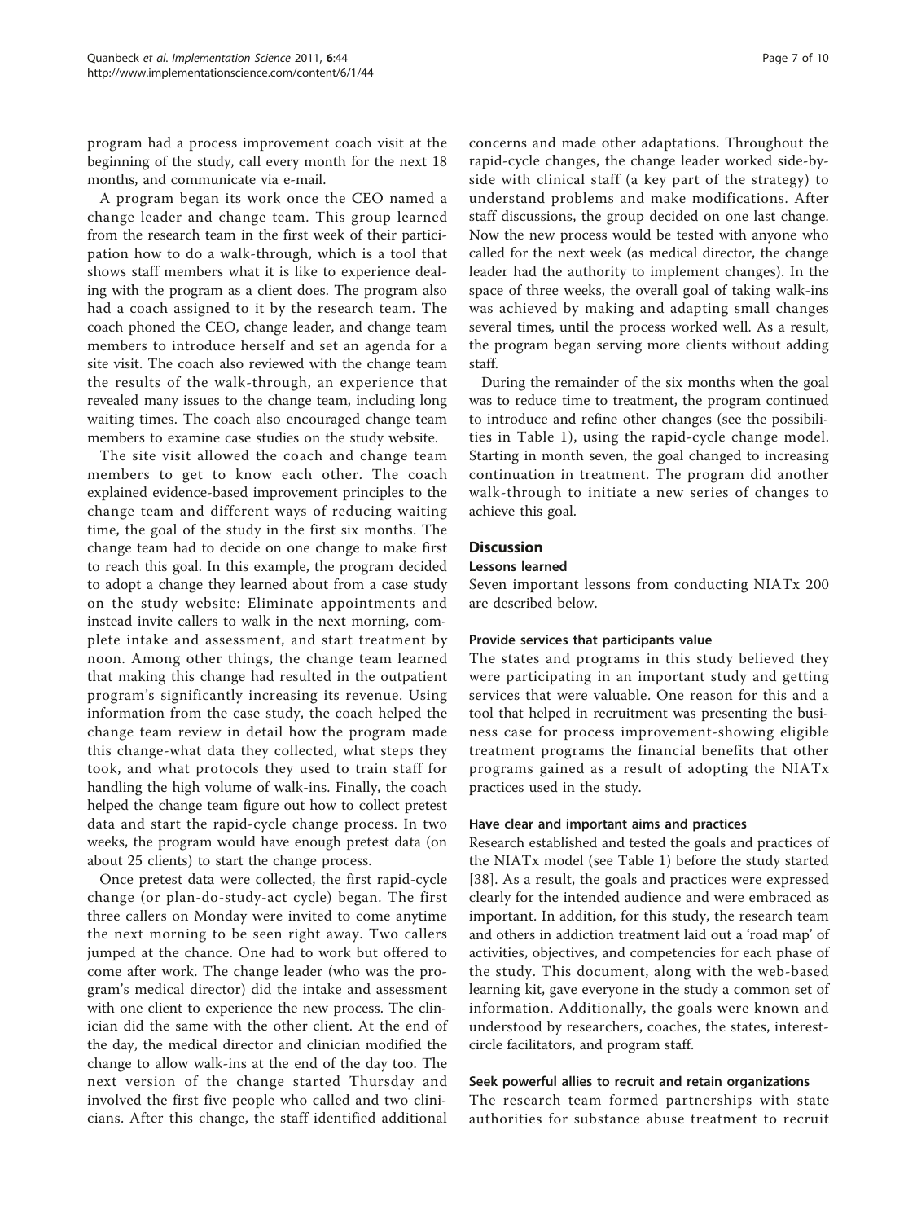program had a process improvement coach visit at the beginning of the study, call every month for the next 18 months, and communicate via e-mail.

A program began its work once the CEO named a change leader and change team. This group learned from the research team in the first week of their participation how to do a walk-through, which is a tool that shows staff members what it is like to experience dealing with the program as a client does. The program also had a coach assigned to it by the research team. The coach phoned the CEO, change leader, and change team members to introduce herself and set an agenda for a site visit. The coach also reviewed with the change team the results of the walk-through, an experience that revealed many issues to the change team, including long waiting times. The coach also encouraged change team members to examine case studies on the study website.

The site visit allowed the coach and change team members to get to know each other. The coach explained evidence-based improvement principles to the change team and different ways of reducing waiting time, the goal of the study in the first six months. The change team had to decide on one change to make first to reach this goal. In this example, the program decided to adopt a change they learned about from a case study on the study website: Eliminate appointments and instead invite callers to walk in the next morning, complete intake and assessment, and start treatment by noon. Among other things, the change team learned that making this change had resulted in the outpatient program's significantly increasing its revenue. Using information from the case study, the coach helped the change team review in detail how the program made this change-what data they collected, what steps they took, and what protocols they used to train staff for handling the high volume of walk-ins. Finally, the coach helped the change team figure out how to collect pretest data and start the rapid-cycle change process. In two weeks, the program would have enough pretest data (on about 25 clients) to start the change process.

Once pretest data were collected, the first rapid-cycle change (or plan-do-study-act cycle) began. The first three callers on Monday were invited to come anytime the next morning to be seen right away. Two callers jumped at the chance. One had to work but offered to come after work. The change leader (who was the program's medical director) did the intake and assessment with one client to experience the new process. The clinician did the same with the other client. At the end of the day, the medical director and clinician modified the change to allow walk-ins at the end of the day too. The next version of the change started Thursday and involved the first five people who called and two clinicians. After this change, the staff identified additional concerns and made other adaptations. Throughout the rapid-cycle changes, the change leader worked side-by-side with clinical staff (a key part of the strategy) to understand problems and make modifications. After staff discussions, the group decided on one last change. Now the new process would be tested with anyone who called for the next week (as medical director, the change leader had the authority to implement changes). In the space of three weeks, the overall goal of taking walk-ins was achieved by making and adapting small changes several times, until the process worked well. As a result, the program began serving more clients without adding staff.

During the remainder of the six months when the goal was to reduce time to treatment, the program continued to introduce and refine other changes (see the possibilities in Table 1), using the rapid-cycle change model. Starting in month seven, the goal changed to increasing continuation in treatment. The program did another walk-through to initiate a new series of changes to achieve this goal.

## Discussion

### Lessons learned

Seven important lessons from conducting NIATx 200 are described below.

#### Provide services that participants value

The states and programs in this study believed they were participating in an important study and getting services that were valuable. One reason for this and a tool that helped in recruitment was presenting the business case for process improvement-showing eligible treatment programs the financial benefits that other programs gained as a result of adopting the NIATx practices used in the study.

#### Have clear and important aims and practices

Research established and tested the goals and practices of the NIATx model (see Table 1) before the study started [38]. As a result, the goals and practices were expressed clearly for the intended audience and were embraced as important. In addition, for this study, the research team and others in addiction treatment laid out a 'road map' of activities, objectives, and competencies for each phase of the study. This document, along with the web-based learning kit, gave everyone in the study a common set of information. Additionally, the goals were known and understood by researchers, coaches, the states, interest-circle facilitators, and program staff.

#### Seek powerful allies to recruit and retain organizations

The research team formed partnerships with state authorities for substance abuse treatment to recruit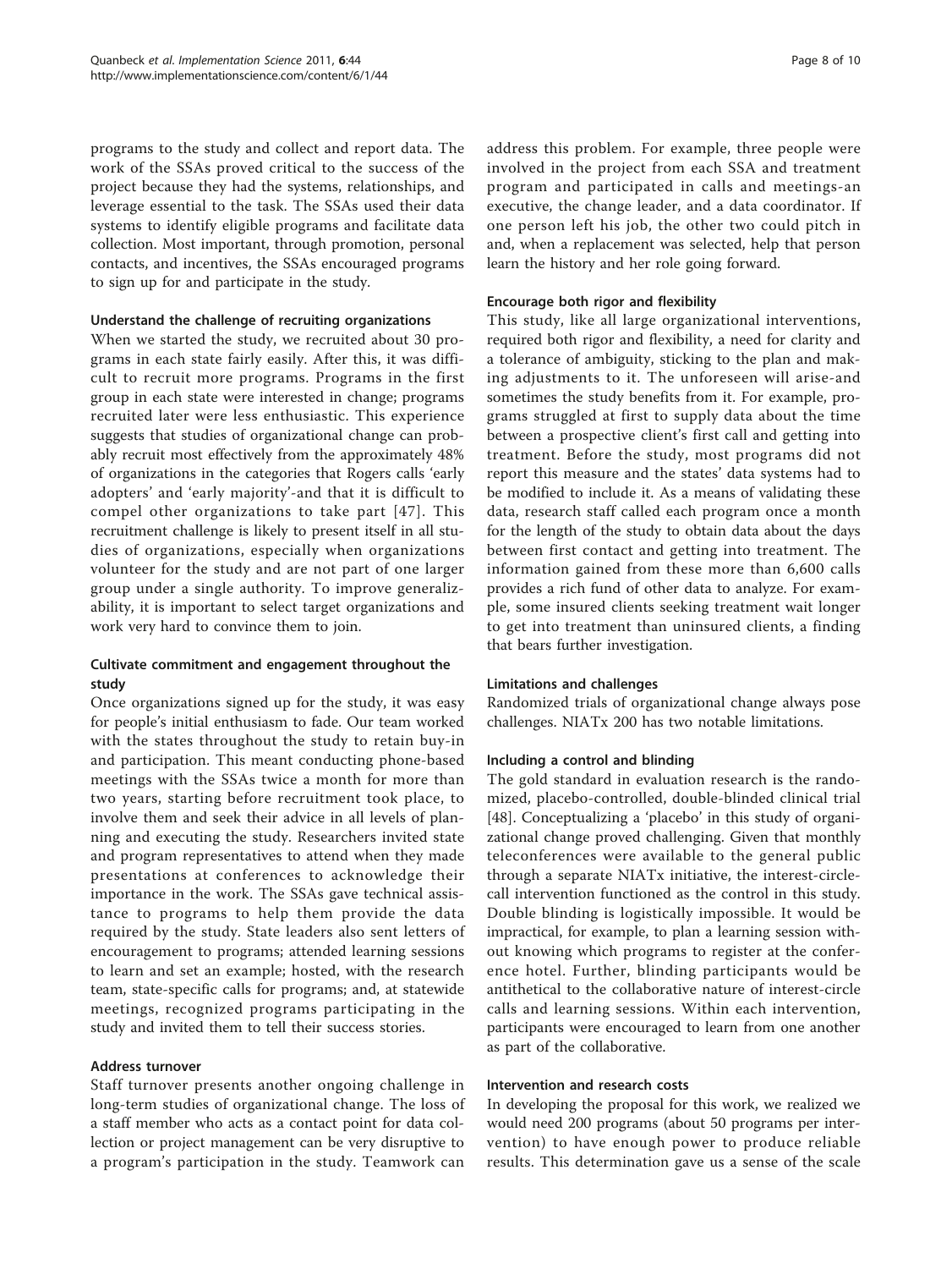programs to the study and collect and report data. The work of the SSAs proved critical to the success of the project because they had the systems, relationships, and leverage essential to the task. The SSAs used their data systems to identify eligible programs and facilitate data collection. Most important, through promotion, personal contacts, and incentives, the SSAs encouraged programs to sign up for and participate in the study.

#### Understand the challenge of recruiting organizations

When we started the study, we recruited about 30 programs in each state fairly easily. After this, it was difficult to recruit more programs. Programs in the first group in each state were interested in change; programs recruited later were less enthusiastic. This experience suggests that studies of organizational change can probably recruit most effectively from the approximately 48% of organizations in the categories that Rogers calls 'early adopters' and 'early majority'-and that it is difficult to compel other organizations to take part [47]. This recruitment challenge is likely to present itself in all studies of organizations, especially when organizations volunteer for the study and are not part of one larger group under a single authority. To improve generalizability, it is important to select target organizations and work very hard to convince them to join.

#### Cultivate commitment and engagement throughout the study

Once organizations signed up for the study, it was easy for people's initial enthusiasm to fade. Our team worked with the states throughout the study to retain buy-in and participation. This meant conducting phone-based meetings with the SSAs twice a month for more than two years, starting before recruitment took place, to involve them and seek their advice in all levels of planning and executing the study. Researchers invited state and program representatives to attend when they made presentations at conferences to acknowledge their importance in the work. The SSAs gave technical assistance to programs to help them provide the data required by the study. State leaders also sent letters of encouragement to programs; attended learning sessions to learn and set an example; hosted, with the research team, state-specific calls for programs; and, at statewide meetings, recognized programs participating in the study and invited them to tell their success stories.

#### Address turnover

Staff turnover presents another ongoing challenge in long-term studies of organizational change. The loss of a staff member who acts as a contact point for data collection or project management can be very disruptive to a program's participation in the study. Teamwork can address this problem. For example, three people were involved in the project from each SSA and treatment program and participated in calls and meetings-an executive, the change leader, and a data coordinator. If one person left his job, the other two could pitch in and, when a replacement was selected, help that person learn the history and her role going forward.

#### Encourage both rigor and flexibility

This study, like all large organizational interventions, required both rigor and flexibility, a need for clarity and a tolerance of ambiguity, sticking to the plan and making adjustments to it. The unforeseen will arise-and sometimes the study benefits from it. For example, programs struggled at first to supply data about the time between a prospective client's first call and getting into treatment. Before the study, most programs did not report this measure and the states' data systems had to be modified to include it. As a means of validating these data, research staff called each program once a month for the length of the study to obtain data about the days between first contact and getting into treatment. The information gained from these more than 6,600 calls provides a rich fund of other data to analyze. For example, some insured clients seeking treatment wait longer to get into treatment than uninsured clients, a finding that bears further investigation.

### Limitations and challenges

Randomized trials of organizational change always pose challenges. NIATx 200 has two notable limitations.

#### Including a control and blinding

The gold standard in evaluation research is the randomized, placebo-controlled, double-blinded clinical trial [48]. Conceptualizing a 'placebo' in this study of organizational change proved challenging. Given that monthly teleconferences were available to the general public through a separate NIATx initiative, the interest-circle-call intervention functioned as the control in this study. Double blinding is logistically impossible. It would be impractical, for example, to plan a learning session without knowing which programs to register at the conference hotel. Further, blinding participants would be antithetical to the collaborative nature of interest-circle calls and learning sessions. Within each intervention, participants were encouraged to learn from one another as part of the collaborative.

#### Intervention and research costs

In developing the proposal for this work, we realized we would need 200 programs (about 50 programs per intervention) to have enough power to produce reliable results. This determination gave us a sense of the scale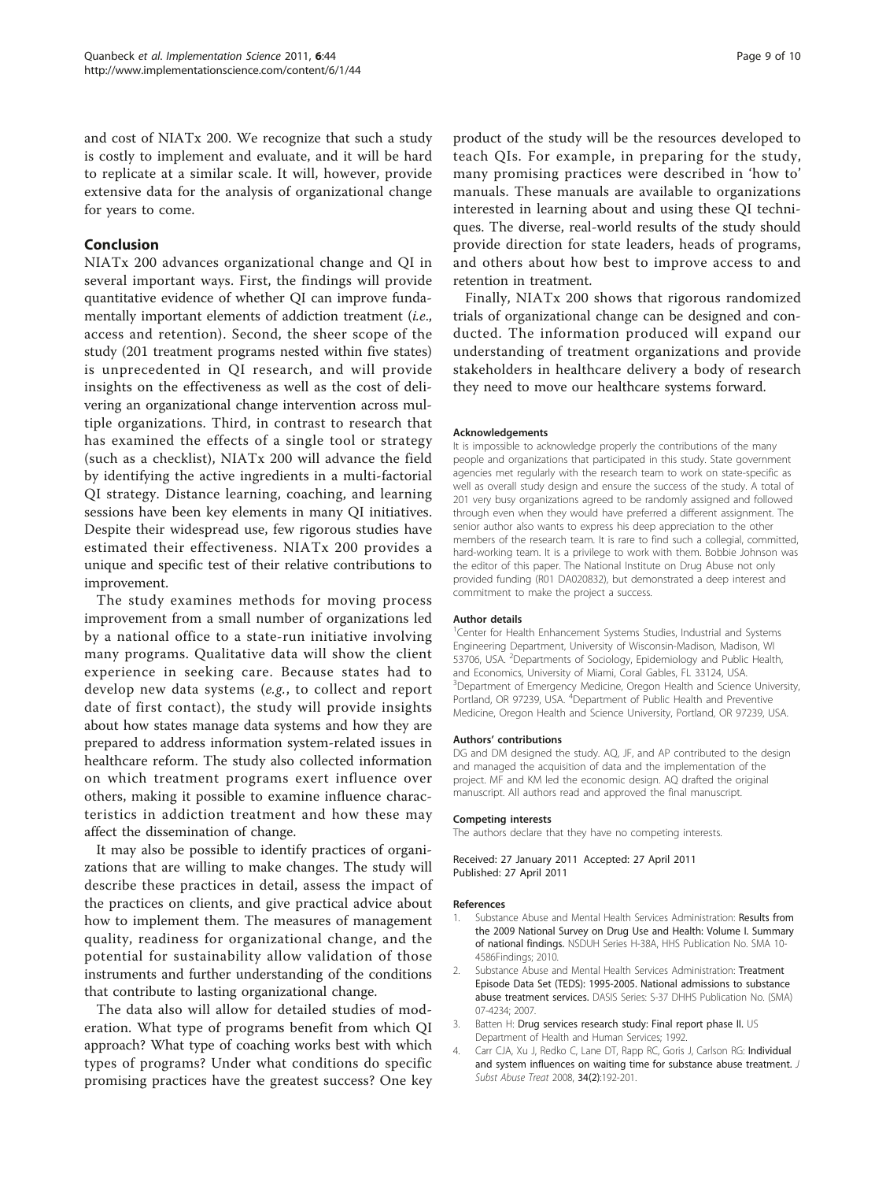and cost of NIATx 200. We recognize that such a study is costly to implement and evaluate, and it will be hard to replicate at a similar scale. It will, however, provide extensive data for the analysis of organizational change for years to come.

## Conclusion

NIATx 200 advances organizational change and QI in several important ways. First, the findings will provide quantitative evidence of whether QI can improve fundamentally important elements of addiction treatment (*i.e.*, access and retention). Second, the sheer scope of the study (201 treatment programs nested within five states) is unprecedented in QI research, and will provide insights on the effectiveness as well as the cost of delivering an organizational change intervention across multiple organizations. Third, in contrast to research that has examined the effects of a single tool or strategy (such as a checklist), NIATx 200 will advance the field by identifying the active ingredients in a multi-factorial QI strategy. Distance learning, coaching, and learning sessions have been key elements in many QI initiatives. Despite their widespread use, few rigorous studies have estimated their effectiveness. NIATx 200 provides a unique and specific test of their relative contributions to improvement.

The study examines methods for moving process improvement from a small number of organizations led by a national office to a state-run initiative involving many programs. Qualitative data will show the client experience in seeking care. Because states had to develop new data systems (*e.g.*, to collect and report date of first contact), the study will provide insights about how states manage data systems and how they are prepared to address information system-related issues in healthcare reform. The study also collected information on which treatment programs exert influence over others, making it possible to examine influence characteristics in addiction treatment and how these may affect the dissemination of change.

It may also be possible to identify practices of organizations that are willing to make changes. The study will describe these practices in detail, assess the impact of the practices on clients, and give practical advice about how to implement them. The measures of management quality, readiness for organizational change, and the potential for sustainability allow validation of those instruments and further understanding of the conditions that contribute to lasting organizational change.

The data also will allow for detailed studies of moderation. What type of programs benefit from which QI approach? What type of coaching works best with which types of programs? Under what conditions do specific promising practices have the greatest success? One key product of the study will be the resources developed to teach QIs. For example, in preparing for the study, many promising practices were described in 'how to' manuals. These manuals are available to organizations interested in learning about and using these QI techniques. The diverse, real-world results of the study should provide direction for state leaders, heads of programs, and others about how best to improve access to and retention in treatment.

Finally, NIATx 200 shows that rigorous randomized trials of organizational change can be designed and conducted. The information produced will expand our understanding of treatment organizations and provide stakeholders in healthcare delivery a body of research they need to move our healthcare systems forward.

#### Acknowledgements

It is impossible to acknowledge properly the contributions of the many people and organizations that participated in this study. State government agencies met regularly with the research team to work on state-specific as well as overall study design and ensure the success of the study. A total of 201 very busy organizations agreed to be randomly assigned and followed through even when they would have preferred a different assignment. The senior author also wants to express his deep appreciation to the other members of the research team. It is rare to find such a collegial, committed, hard-working team. It is a privilege to work with them. Bobbie Johnson was the editor of this paper. The National Institute on Drug Abuse not only provided funding (R01 DA020832), but demonstrated a deep interest and commitment to make the project a success.

#### Author details

[1]Center for Health Enhancement Systems Studies, Industrial and Systems Engineering Department, University of Wisconsin-Madison, Madison, WI 53706, USA. [2]Departments of Sociology, Epidemiology and Public Health, and Economics, University of Miami, Coral Gables, FL 33124, USA. [3]Department of Emergency Medicine, Oregon Health and Science University, Portland, OR 97239, USA. [4]Department of Public Health and Preventive Medicine, Oregon Health and Science University, Portland, OR 97239, USA.

#### Authors' contributions

DG and DM designed the study. AQ, JF, and AP contributed to the design and managed the acquisition of data and the implementation of the project. MF and KM led the economic design. AQ drafted the original manuscript. All authors read and approved the final manuscript.

#### Competing interests

The authors declare that they have no competing interests.

Received: 27 January 2011 Accepted: 27 April 2011
Published: 27 April 2011

#### References

1. Substance Abuse and Mental Health Services Administration: **Results from the 2009 National Survey on Drug Use and Health: Volume I. Summary of national findings.** NSDUH Series H-38A, HHS Publication No. SMA 10-4586Findings; 2010.
2. Substance Abuse and Mental Health Services Administration: **Treatment Episode Data Set (TEDS): 1995-2005. National admissions to substance abuse treatment services.** DASIS Series: S-37 DHHS Publication No. (SMA) 07-4234; 2007.
3. Batten H: **Drug services research study: Final report phase II.** US Department of Health and Human Services; 1992.
4. Carr CJA, Xu J, Redko C, Lane DT, Rapp RC, Goris J, Carlson RG: **Individual and system influences on waiting time for substance abuse treatment.** *J Subst Abuse Treat* 2008, **34(2)**:192-201.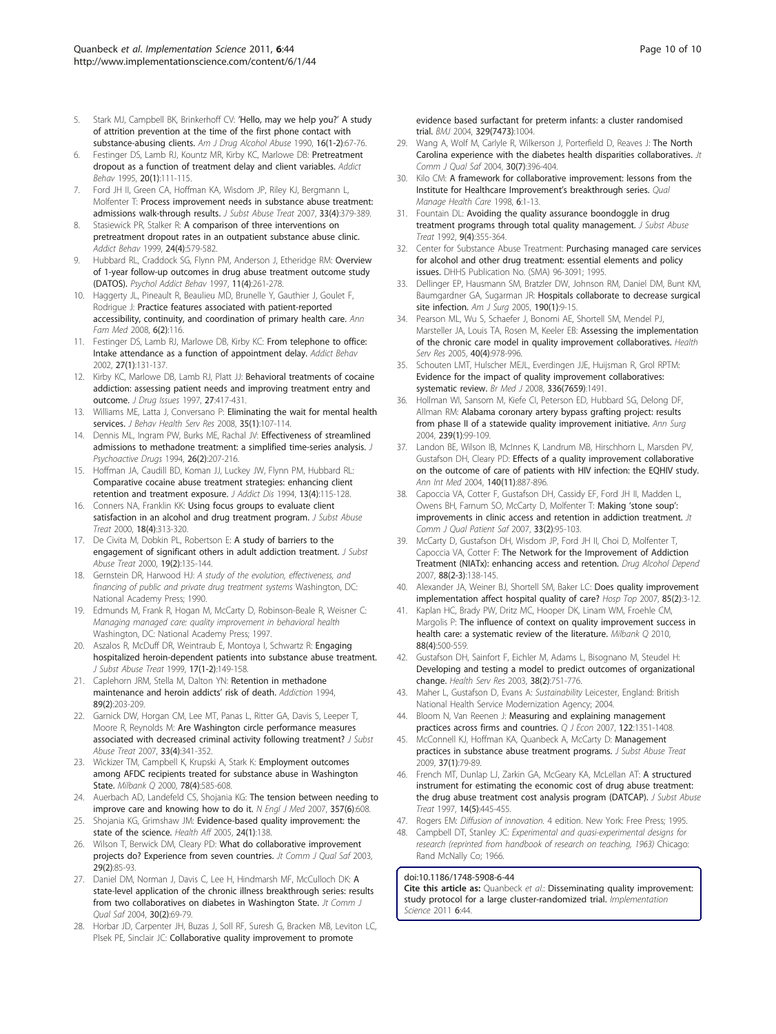5. Stark MJ, Campbell BK, Brinkerhoff CV: 'Hello, may we help you?' A study of attrition prevention at the time of the first phone contact with substance-abusing clients. *Am J Drug Alcohol Abuse* 1990, **16(1-2)**:67-76.
6. Festinger DS, Lamb RJ, Kountz MR, Kirby KC, Marlowe DB: Pretreatment dropout as a function of treatment delay and client variables. *Addict Behav* 1995, **20(1)**:111-115.
7. Ford JH II, Green CA, Hoffman KA, Wisdom JP, Riley KJ, Bergmann L, Molfenter T: Process improvement needs in substance abuse treatment: admissions walk-through results. *J Subst Abuse Treat* 2007, **33(4)**:379-389.
8. Stasiewick PR, Stalker R: A comparison of three interventions on pretreatment dropout rates in an outpatient substance abuse clinic. *Addict Behav* 1999, **24(4)**:579-582.
9. Hubbard RL, Craddock SG, Flynn PM, Anderson J, Etheridge RM: Overview of 1-year follow-up outcomes in drug abuse treatment outcome study (DATOS). *Psychol Addict Behav* 1997, **11(4)**:261-278.
10. Haggerty JL, Pineault R, Beaulieu MD, Brunelle Y, Gauthier J, Goulet F, Rodrigue J: Practice features associated with patient-reported accessibility, continuity, and coordination of primary health care. *Ann Fam Med* 2008, **6(2)**:116.
11. Festinger DS, Lamb RJ, Marlowe DB, Kirby KC: From telephone to office: Intake attendance as a function of appointment delay. *Addict Behav* 2002, **27(1)**:131-137.
12. Kirby KC, Marlowe DB, Lamb RJ, Platt JJ: Behavioral treatments of cocaine addiction: assessing patient needs and improving treatment entry and outcome. *J Drug Issues* 1997, **27**:417-431.
13. Williams ME, Latta J, Conversano P: Eliminating the wait for mental health services. *J Behav Health Serv Res* 2008, **35(1)**:107-114.
14. Dennis ML, Ingram PW, Burks ME, Rachal JV: Effectiveness of streamlined admissions to methadone treatment: a simplified time-series analysis. *J Psychoactive Drugs* 1994, **26(2)**:207-216.
15. Hoffman JA, Caudill BD, Koman JJ, Luckey JW, Flynn PM, Hubbard RL: Comparative cocaine abuse treatment strategies: enhancing client retention and treatment exposure. *J Addict Dis* 1994, **13(4)**:115-128.
16. Conners NA, Franklin KK: Using focus groups to evaluate client satisfaction in an alcohol and drug treatment program. *J Subst Abuse Treat* 2000, **18(4)**:313-320.
17. De Civita M, Dobkin PL, Robertson E: A study of barriers to the engagement of significant others in adult addiction treatment. *J Subst Abuse Treat* 2000, **19(2)**:135-144.
18. Gerstein DR, Harwood HJ: *A study of the evolution, effectiveness, and financing of public and private drug treatment systems* Washington, DC: National Academy Press; 1990.
19. Edmunds M, Frank R, Hogan M, McCarty D, Robinson-Beale R, Weisner C: *Managing managed care: quality improvement in behavioral health* Washington, DC: National Academy Press; 1997.
20. Aszalos R, McDuff DR, Weintraub E, Montoya I, Schwartz R: Engaging hospitalized heroin-dependent patients into substance abuse treatment. *J Subst Abuse Treat* 1999, **17(1-2)**:149-158.
21. Caplehorn JRM, Stella M, Dalton YN: Retention in methadone maintenance and heroin addicts' risk of death. *Addiction* 1994, **89(2)**:203-209.
22. Garnick DW, Horgan CM, Lee MT, Panas L, Ritter GA, Davis S, Leeper T, Moore R, Reynolds M: Are Washington circle performance measures associated with decreased criminal activity following treatment? *J Subst Abuse Treat* 2007, **33(4)**:341-352.
23. Wickizer TM, Campbell K, Krupski A, Stark K: Employment outcomes among AFDC recipients treated for substance abuse in Washington State. *Milbank Q* 2000, **78(4)**:585-608.
24. Auerbach AD, Landefeld CS, Shojania KG: The tension between needing to improve care and knowing how to do it. *N Engl J Med* 2007, **357(6)**:608.
25. Shojania KG, Grimshaw JM: Evidence-based quality improvement: the state of the science. *Health Aff* 2005, **24(1)**:138.
26. Wilson T, Berwick DM, Cleary PD: What do collaborative improvement projects do? Experience from seven countries. *Jt Comm J Qual Saf* 2003, **29(2)**:85-93.
27. Daniel DM, Norman J, Davis C, Lee H, Hindmarsh MF, McCulloch DK: A state-level application of the chronic illness breakthrough series: results from two collaboratives on diabetes in Washington State. *Jt Comm J Qual Saf* 2004, **30(2)**:69-79.
28. Horbar JD, Carpenter JH, Buzas J, Soll RF, Suresh G, Bracken MB, Leviton LC, Plsek PE, Sinclair JC: Collaborative quality improvement to promote evidence based surfactant for preterm infants: a cluster randomised trial. *BMJ* 2004, **329(7473)**:1004.
29. Wang A, Wolf M, Carlyle R, Wilkerson J, Porterfield D, Reaves J: The North Carolina experience with the diabetes health disparities collaboratives. *Jt Comm J Qual Saf* 2004, **30(7)**:396-404.
30. Kilo CM: A framework for collaborative improvement: lessons from the Institute for Healthcare Improvement's breakthrough series. *Qual Manage Health Care* 1998, **6**:1-13.
31. Fountain DL: Avoiding the quality assurance boondoggle in drug treatment programs through total quality management. *J Subst Abuse Treat* 1992, **9(4)**:355-364.
32. Center for Substance Abuse Treatment: Purchasing managed care services for alcohol and other drug treatment: essential elements and policy issues. DHHS Publication No. (SMA) 96-3091; 1995.
33. Dellinger EP, Hausmann SM, Bratzler DW, Johnson RM, Daniel DM, Bunt KM, Baumgardner GA, Sugarman JR: Hospitals collaborate to decrease surgical site infection. *Am J Surg* 2005, **190(1)**:9-15.
34. Pearson ML, Wu S, Schaefer J, Bonomi AE, Shortell SM, Mendel PJ, Marsteller JA, Louis TA, Rosen M, Keeler EB: Assessing the implementation of the chronic care model in quality improvement collaboratives. *Health Serv Res* 2005, **40(4)**:978-996.
35. Schouten LMT, Hulscher MEJL, Everdingen JJE, Huijsman R, Grol RPTM: Evidence for the impact of quality improvement collaboratives: systematic review. *Br Med J* 2008, **336(7659)**:1491.
36. Hollman WI, Sansom M, Kiefe CI, Peterson ED, Hubbard SG, Delong DF, Allman RM: Alabama coronary artery bypass grafting project: results from phase II of a statewide quality improvement initiative. *Ann Surg* 2004, **239(1)**:99-109.
37. Landon BE, Wilson IB, McInnes K, Landrum MB, Hirschhorn L, Marsden PV, Gustafson DH, Cleary PD: Effects of a quality improvement collaborative on the outcome of care of patients with HIV infection: the EQHIV study. *Ann Int Med* 2004, **140(11)**:887-896.
38. Capoccia VA, Cotter F, Gustafson DH, Cassidy EF, Ford JH II, Madden L, Owens BH, Farnum SO, McCarty D, Molfenter T: Making 'stone soup': improvements in clinic access and retention in addiction treatment. *Jt Comm J Qual Patient Saf* 2007, **33(2)**:95-103.
39. McCarty D, Gustafson DH, Wisdom JP, Ford JH II, Choi D, Molfenter T, Capoccia VA, Cotter F: The Network for the Improvement of Addiction Treatment (NIATx): enhancing access and retention. *Drug Alcohol Depend* 2007, **88(2-3)**:138-145.
40. Alexander JA, Weiner BJ, Shortell SM, Baker LC: Does quality improvement implementation affect hospital quality of care? *Hosp Top* 2007, **85(2)**:3-12.
41. Kaplan HC, Brady PW, Dritz MC, Hooper DK, Linam WM, Froehle CM, Margolis P: The influence of context on quality improvement success in health care: a systematic review of the literature. *Milbank Q* 2010, **88(4)**:500-559.
42. Gustafson DH, Sainfort F, Eichler M, Adams L, Bisognano M, Steudel H: Developing and testing a model to predict outcomes of organizational change. *Health Serv Res* 2003, **38(2)**:751-776.
43. Maher L, Gustafson D, Evans A: *Sustainability* Leicester, England: British National Health Service Modernization Agency; 2004.
44. Bloom N, Van Reenen J: Measuring and explaining management practices across firms and countries. *Q J Econ* 2007, **122**:1351-1408.
45. McConnell KJ, Hoffman KA, Quanbeck A, McCarty D: Management practices in substance abuse treatment programs. *J Subst Abuse Treat* 2009, **37(1)**:79-89.
46. French MT, Dunlap LJ, Zarkin GA, McGeary KA, McLellan AT: A structured instrument for estimating the economic cost of drug abuse treatment: the drug abuse treatment cost analysis program (DATCAP). *J Subst Abuse Treat* 1997, **14(5)**:445-455.
47. Rogers EM: *Diffusion of innovation.* 4 edition. New York: Free Press; 1995.
48. Campbell DT, Stanley JC: *Experimental and quasi-experimental designs for research (reprinted from handbook of research on teaching, 1963)* Chicago: Rand McNally Co; 1966.

doi:10.1186/1748-5908-6-44

**Cite this article as:** Quanbeck *et al.*: Disseminating quality improvement: study protocol for a large cluster-randomized trial. *Implementation Science* 2011 **6**:44.